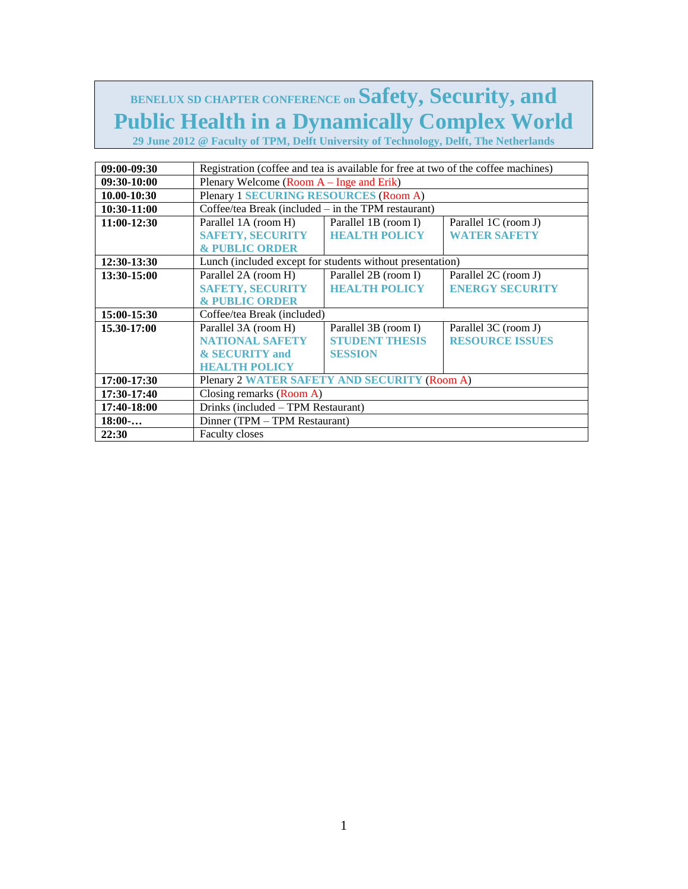# BENELUX SD CHAPTER CONFERENCE on Safety, Security, and Public Health in a Dynamically Complex World

**29 June 2012 @ Faculty of TPM, Delft University of Technology, Delft, The Netherlands**

| | | | |
|---|---|---|---|
| **09:00-09:30** | Registration (coffee and tea is available for free at two of the coffee machines) | | |
| **09:30-10:00** | Plenary Welcome (Room A – Inge and Erik) | | |
| **10.00-10:30** | Plenary 1 **SECURING RESOURCES** (Room A) | | |
| **10:30-11:00** | Coffee/tea Break (included – in the TPM restaurant) | | |
| **11:00-12:30** | Parallel 1A (room H) **SAFETY, SECURITY & PUBLIC ORDER** | Parallel 1B (room I) **HEALTH POLICY** | Parallel 1C (room J) **WATER SAFETY** |
| **12:30-13:30** | Lunch (included except for students without presentation) | | |
| **13:30-15:00** | Parallel 2A (room H) **SAFETY, SECURITY & PUBLIC ORDER** | Parallel 2B (room I) **HEALTH POLICY** | Parallel 2C (room J) **ENERGY SECURITY** |
| **15:00-15:30** | Coffee/tea Break (included) | | |
| **15.30-17:00** | Parallel 3A (room H) **NATIONAL SAFETY & SECURITY and HEALTH POLICY** | Parallel 3B (room I) **STUDENT THESIS SESSION** | Parallel 3C (room J) **RESOURCE ISSUES** |
| **17:00-17:30** | Plenary 2 **WATER SAFETY AND SECURITY** (Room A) | | |
| **17:30-17:40** | Closing remarks (Room A) | | |
| **17:40-18:00** | Drinks (included – TPM Restaurant) | | |
| **18:00-…** | Dinner (TPM – TPM Restaurant) | | |
| **22:30** | Faculty closes | | |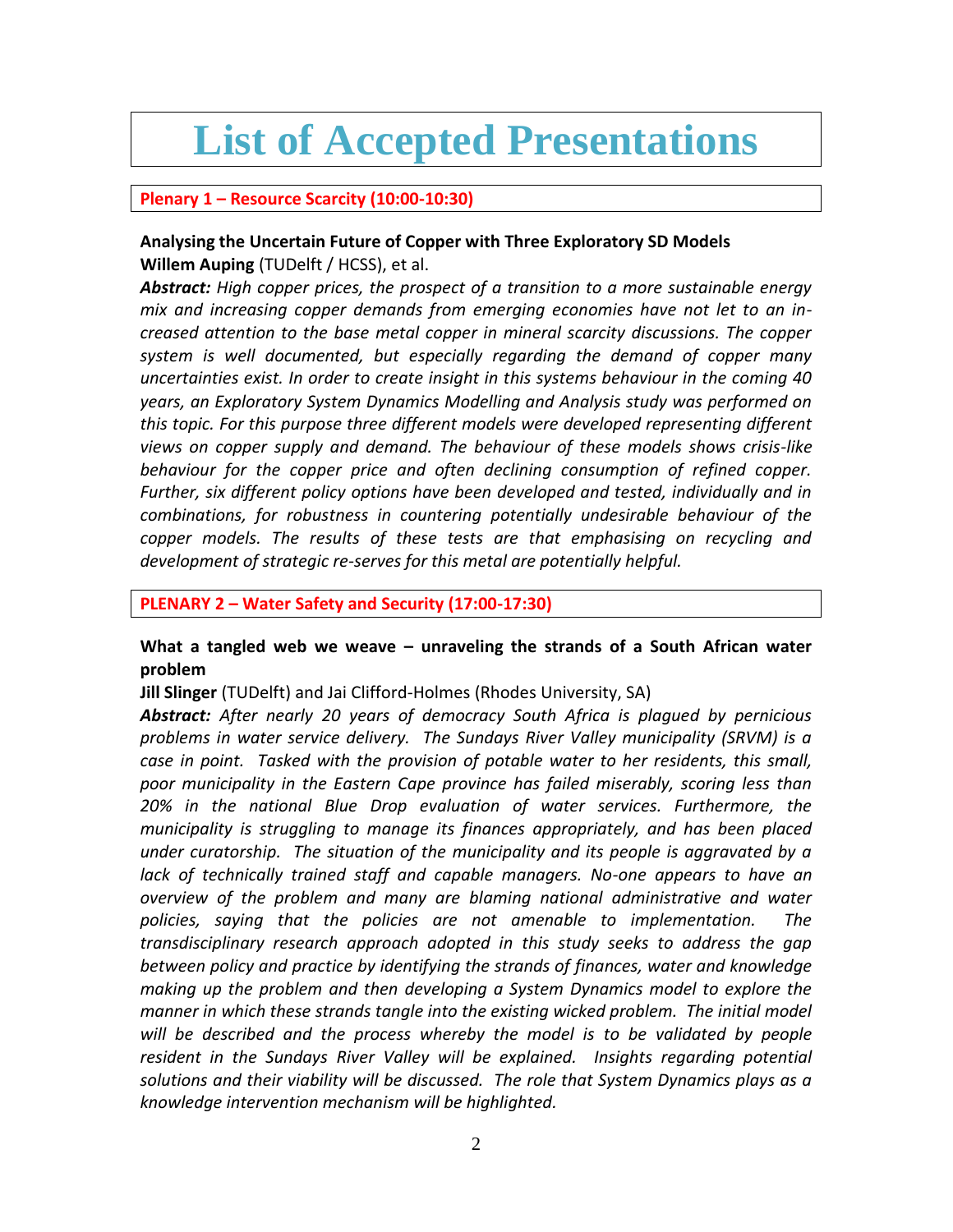# List of Accepted Presentations

**Plenary 1 – Resource Scarcity (10:00-10:30)**

**Analysing the Uncertain Future of Copper with Three Exploratory SD Models**
**Willem Auping** (TUDelft / HCSS), et al.

***Abstract:*** *High copper prices, the prospect of a transition to a more sustainable energy mix and increasing copper demands from emerging economies have not let to an increased attention to the base metal copper in mineral scarcity discussions. The copper system is well documented, but especially regarding the demand of copper many uncertainties exist. In order to create insight in this systems behaviour in the coming 40 years, an Exploratory System Dynamics Modelling and Analysis study was performed on this topic. For this purpose three different models were developed representing different views on copper supply and demand. The behaviour of these models shows crisis-like behaviour for the copper price and often declining consumption of refined copper. Further, six different policy options have been developed and tested, individually and in combinations, for robustness in countering potentially undesirable behaviour of the copper models. The results of these tests are that emphasising on recycling and development of strategic re-serves for this metal are potentially helpful.*

**PLENARY 2 – Water Safety and Security (17:00-17:30)**

**What a tangled web we weave – unraveling the strands of a South African water problem**

**Jill Slinger** (TUDelft) and Jai Clifford-Holmes (Rhodes University, SA)

***Abstract:*** *After nearly 20 years of democracy South Africa is plagued by pernicious problems in water service delivery. The Sundays River Valley municipality (SRVM) is a case in point. Tasked with the provision of potable water to her residents, this small, poor municipality in the Eastern Cape province has failed miserably, scoring less than 20% in the national Blue Drop evaluation of water services. Furthermore, the municipality is struggling to manage its finances appropriately, and has been placed under curatorship. The situation of the municipality and its people is aggravated by a lack of technically trained staff and capable managers. No-one appears to have an overview of the problem and many are blaming national administrative and water policies, saying that the policies are not amenable to implementation. The transdisciplinary research approach adopted in this study seeks to address the gap between policy and practice by identifying the strands of finances, water and knowledge making up the problem and then developing a System Dynamics model to explore the manner in which these strands tangle into the existing wicked problem. The initial model will be described and the process whereby the model is to be validated by people resident in the Sundays River Valley will be explained. Insights regarding potential solutions and their viability will be discussed. The role that System Dynamics plays as a knowledge intervention mechanism will be highlighted.*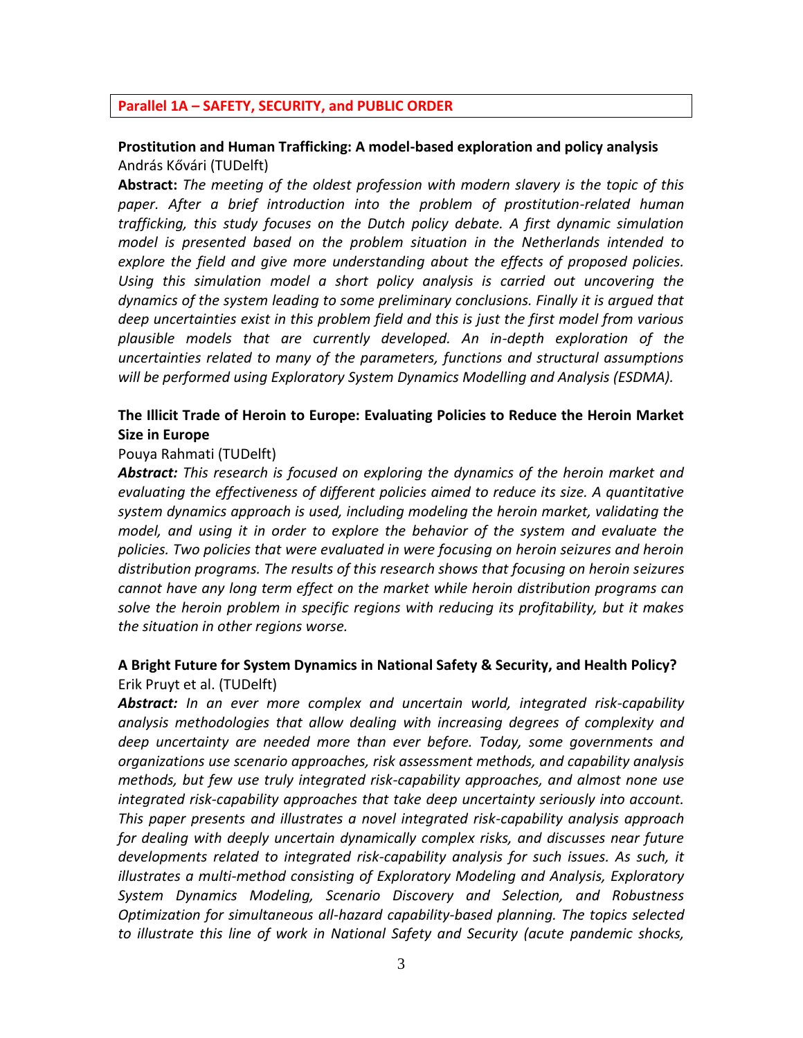## Parallel 1A – SAFETY, SECURITY, and PUBLIC ORDER

### Prostitution and Human Trafficking: A model-based exploration and policy analysis

András Kővári (TUDelft)

**Abstract:** *The meeting of the oldest profession with modern slavery is the topic of this paper. After a brief introduction into the problem of prostitution-related human trafficking, this study focuses on the Dutch policy debate. A first dynamic simulation model is presented based on the problem situation in the Netherlands intended to explore the field and give more understanding about the effects of proposed policies. Using this simulation model a short policy analysis is carried out uncovering the dynamics of the system leading to some preliminary conclusions. Finally it is argued that deep uncertainties exist in this problem field and this is just the first model from various plausible models that are currently developed. An in-depth exploration of the uncertainties related to many of the parameters, functions and structural assumptions will be performed using Exploratory System Dynamics Modelling and Analysis (ESDMA).*

### The Illicit Trade of Heroin to Europe: Evaluating Policies to Reduce the Heroin Market Size in Europe

Pouya Rahmati (TUDelft)

***Abstract:*** *This research is focused on exploring the dynamics of the heroin market and evaluating the effectiveness of different policies aimed to reduce its size. A quantitative system dynamics approach is used, including modeling the heroin market, validating the model, and using it in order to explore the behavior of the system and evaluate the policies. Two policies that were evaluated in were focusing on heroin seizures and heroin distribution programs. The results of this research shows that focusing on heroin seizures cannot have any long term effect on the market while heroin distribution programs can solve the heroin problem in specific regions with reducing its profitability, but it makes the situation in other regions worse.*

### A Bright Future for System Dynamics in National Safety & Security, and Health Policy?

Erik Pruyt et al. (TUDelft)

***Abstract:*** *In an ever more complex and uncertain world, integrated risk-capability analysis methodologies that allow dealing with increasing degrees of complexity and deep uncertainty are needed more than ever before. Today, some governments and organizations use scenario approaches, risk assessment methods, and capability analysis methods, but few use truly integrated risk-capability approaches, and almost none use integrated risk-capability approaches that take deep uncertainty seriously into account. This paper presents and illustrates a novel integrated risk-capability analysis approach for dealing with deeply uncertain dynamically complex risks, and discusses near future developments related to integrated risk-capability analysis for such issues. As such, it illustrates a multi-method consisting of Exploratory Modeling and Analysis, Exploratory System Dynamics Modeling, Scenario Discovery and Selection, and Robustness Optimization for simultaneous all-hazard capability-based planning. The topics selected to illustrate this line of work in National Safety and Security (acute pandemic shocks,*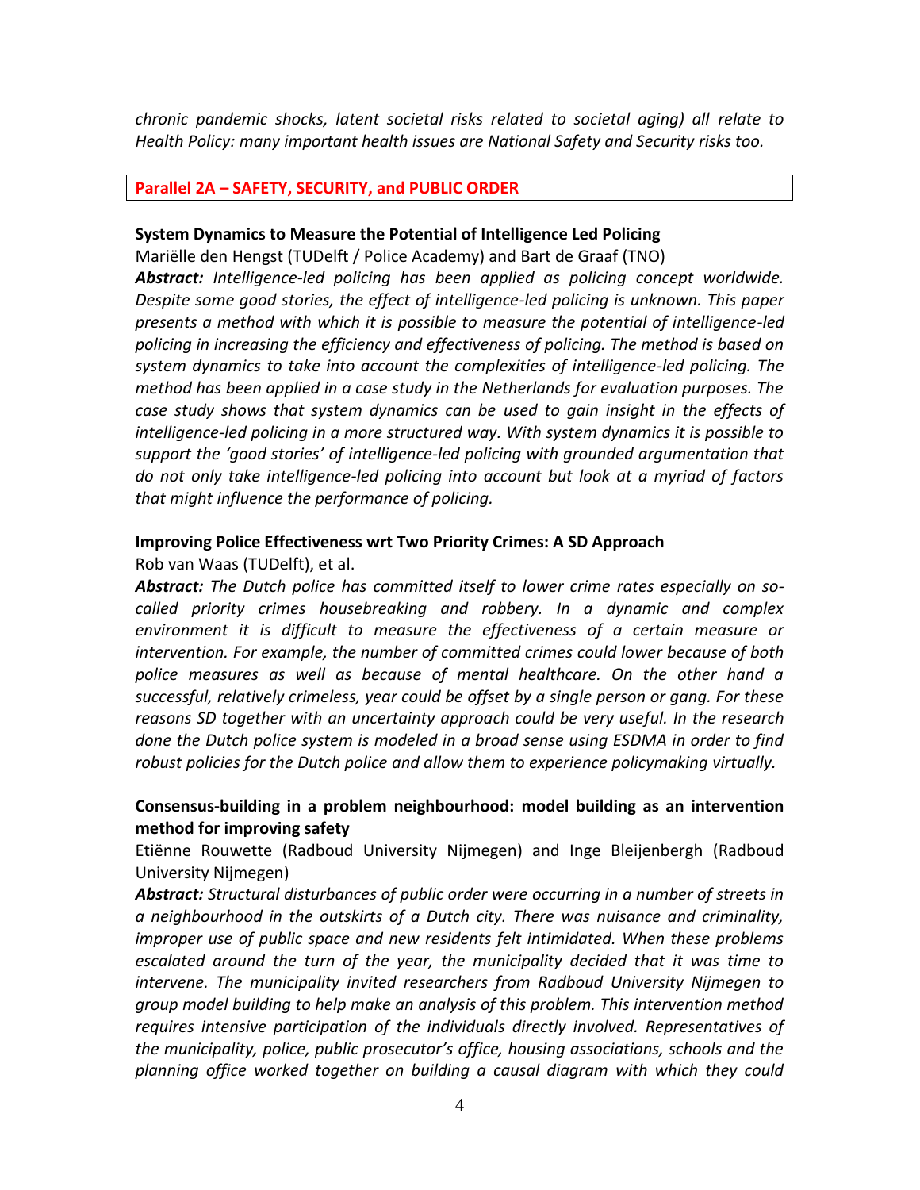*chronic pandemic shocks, latent societal risks related to societal aging) all relate to Health Policy: many important health issues are National Safety and Security risks too.*

## Parallel 2A – SAFETY, SECURITY, and PUBLIC ORDER

**System Dynamics to Measure the Potential of Intelligence Led Policing**

Mariëlle den Hengst (TUDelft / Police Academy) and Bart de Graaf (TNO)

***Abstract:*** *Intelligence-led policing has been applied as policing concept worldwide. Despite some good stories, the effect of intelligence-led policing is unknown. This paper presents a method with which it is possible to measure the potential of intelligence-led policing in increasing the efficiency and effectiveness of policing. The method is based on system dynamics to take into account the complexities of intelligence-led policing. The method has been applied in a case study in the Netherlands for evaluation purposes. The case study shows that system dynamics can be used to gain insight in the effects of intelligence-led policing in a more structured way. With system dynamics it is possible to support the 'good stories' of intelligence-led policing with grounded argumentation that do not only take intelligence-led policing into account but look at a myriad of factors that might influence the performance of policing.*

**Improving Police Effectiveness wrt Two Priority Crimes: A SD Approach**

Rob van Waas (TUDelft), et al.

***Abstract:*** *The Dutch police has committed itself to lower crime rates especially on so-called priority crimes housebreaking and robbery. In a dynamic and complex environment it is difficult to measure the effectiveness of a certain measure or intervention. For example, the number of committed crimes could lower because of both police measures as well as because of mental healthcare. On the other hand a successful, relatively crimeless, year could be offset by a single person or gang. For these reasons SD together with an uncertainty approach could be very useful. In the research done the Dutch police system is modeled in a broad sense using ESDMA in order to find robust policies for the Dutch police and allow them to experience policymaking virtually.*

**Consensus-building in a problem neighbourhood: model building as an intervention method for improving safety**

Etiënne Rouwette (Radboud University Nijmegen) and Inge Bleijenbergh (Radboud University Nijmegen)

***Abstract:*** *Structural disturbances of public order were occurring in a number of streets in a neighbourhood in the outskirts of a Dutch city. There was nuisance and criminality, improper use of public space and new residents felt intimidated. When these problems escalated around the turn of the year, the municipality decided that it was time to intervene. The municipality invited researchers from Radboud University Nijmegen to group model building to help make an analysis of this problem. This intervention method requires intensive participation of the individuals directly involved. Representatives of the municipality, police, public prosecutor's office, housing associations, schools and the planning office worked together on building a causal diagram with which they could*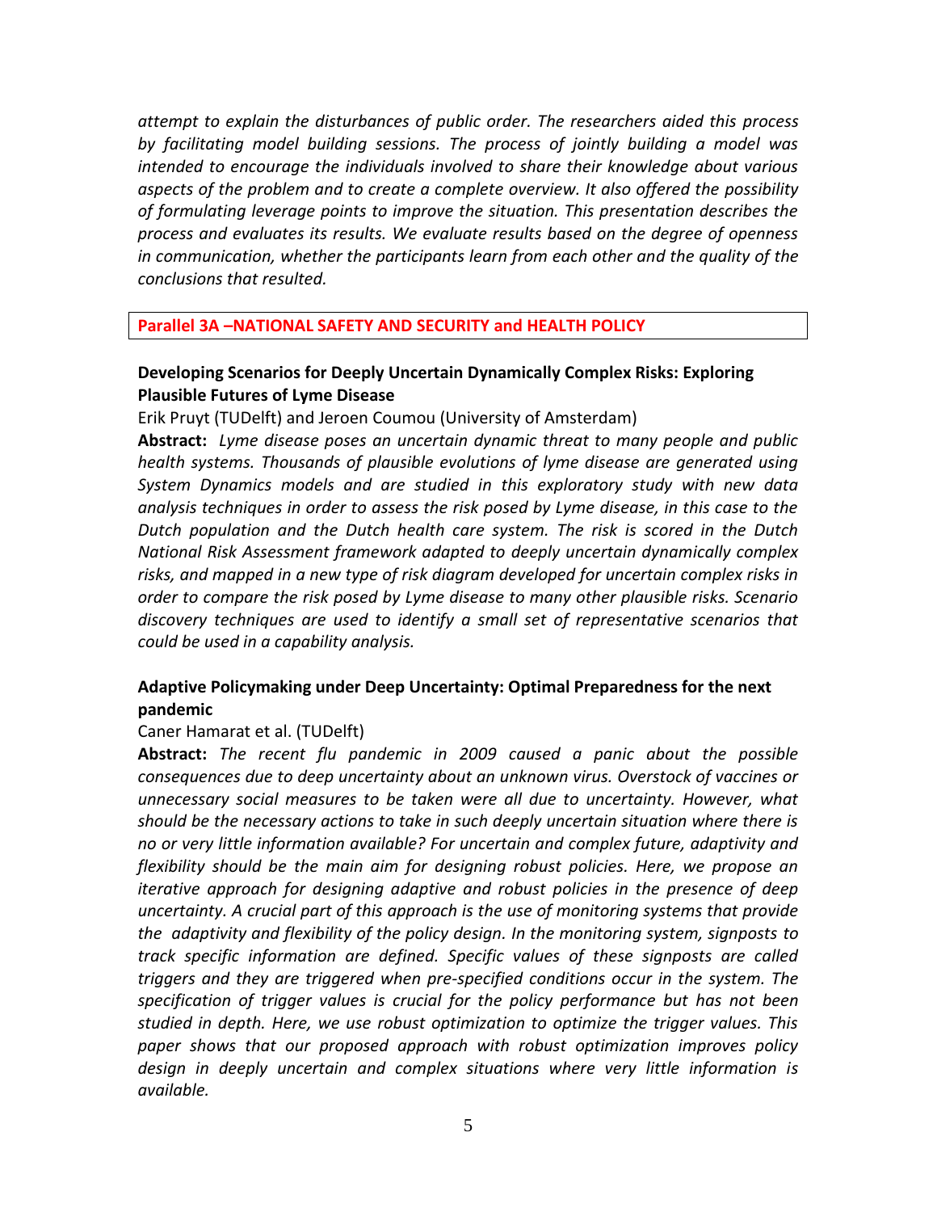*attempt to explain the disturbances of public order. The researchers aided this process by facilitating model building sessions. The process of jointly building a model was intended to encourage the individuals involved to share their knowledge about various aspects of the problem and to create a complete overview. It also offered the possibility of formulating leverage points to improve the situation. This presentation describes the process and evaluates its results. We evaluate results based on the degree of openness in communication, whether the participants learn from each other and the quality of the conclusions that resulted.*

## Parallel 3A –NATIONAL SAFETY AND SECURITY and HEALTH POLICY

### Developing Scenarios for Deeply Uncertain Dynamically Complex Risks: Exploring Plausible Futures of Lyme Disease

Erik Pruyt (TUDelft) and Jeroen Coumou (University of Amsterdam)

**Abstract:** *Lyme disease poses an uncertain dynamic threat to many people and public health systems. Thousands of plausible evolutions of lyme disease are generated using System Dynamics models and are studied in this exploratory study with new data analysis techniques in order to assess the risk posed by Lyme disease, in this case to the Dutch population and the Dutch health care system. The risk is scored in the Dutch National Risk Assessment framework adapted to deeply uncertain dynamically complex risks, and mapped in a new type of risk diagram developed for uncertain complex risks in order to compare the risk posed by Lyme disease to many other plausible risks. Scenario discovery techniques are used to identify a small set of representative scenarios that could be used in a capability analysis.*

### Adaptive Policymaking under Deep Uncertainty: Optimal Preparedness for the next pandemic

Caner Hamarat et al. (TUDelft)

**Abstract:** *The recent flu pandemic in 2009 caused a panic about the possible consequences due to deep uncertainty about an unknown virus. Overstock of vaccines or unnecessary social measures to be taken were all due to uncertainty. However, what should be the necessary actions to take in such deeply uncertain situation where there is no or very little information available? For uncertain and complex future, adaptivity and flexibility should be the main aim for designing robust policies. Here, we propose an iterative approach for designing adaptive and robust policies in the presence of deep uncertainty. A crucial part of this approach is the use of monitoring systems that provide the adaptivity and flexibility of the policy design. In the monitoring system, signposts to track specific information are defined. Specific values of these signposts are called triggers and they are triggered when pre-specified conditions occur in the system. The specification of trigger values is crucial for the policy performance but has not been studied in depth. Here, we use robust optimization to optimize the trigger values. This paper shows that our proposed approach with robust optimization improves policy design in deeply uncertain and complex situations where very little information is available.*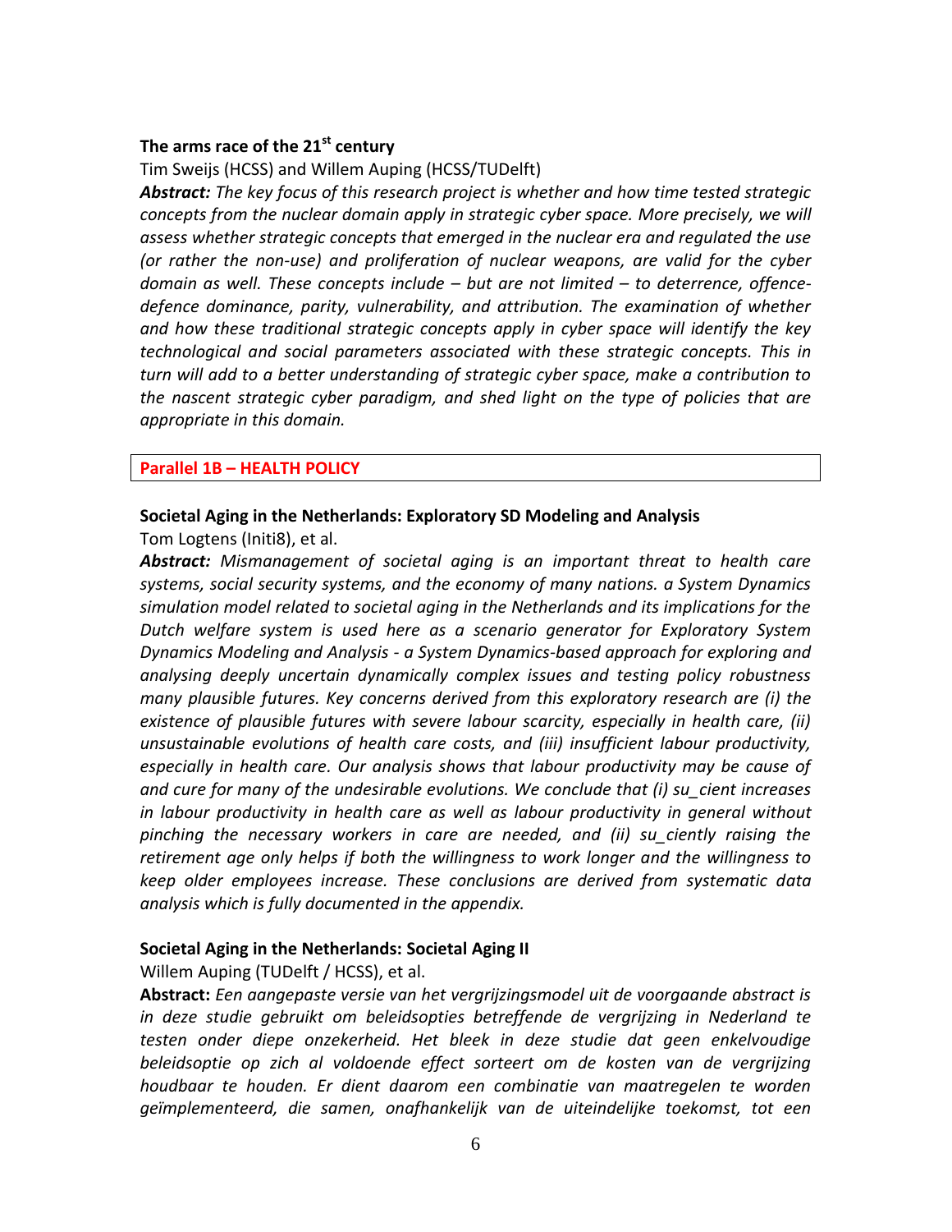### The arms race of the 21st century

Tim Sweijs (HCSS) and Willem Auping (HCSS/TUDelft)

***Abstract:*** *The key focus of this research project is whether and how time tested strategic concepts from the nuclear domain apply in strategic cyber space. More precisely, we will assess whether strategic concepts that emerged in the nuclear era and regulated the use (or rather the non-use) and proliferation of nuclear weapons, are valid for the cyber domain as well. These concepts include – but are not limited – to deterrence, offence-defence dominance, parity, vulnerability, and attribution. The examination of whether and how these traditional strategic concepts apply in cyber space will identify the key technological and social parameters associated with these strategic concepts. This in turn will add to a better understanding of strategic cyber space, make a contribution to the nascent strategic cyber paradigm, and shed light on the type of policies that are appropriate in this domain.*

## Parallel 1B – HEALTH POLICY

### Societal Aging in the Netherlands: Exploratory SD Modeling and Analysis

Tom Logtens (Initi8), et al.

***Abstract:*** *Mismanagement of societal aging is an important threat to health care systems, social security systems, and the economy of many nations. a System Dynamics simulation model related to societal aging in the Netherlands and its implications for the Dutch welfare system is used here as a scenario generator for Exploratory System Dynamics Modeling and Analysis - a System Dynamics-based approach for exploring and analysing deeply uncertain dynamically complex issues and testing policy robustness many plausible futures. Key concerns derived from this exploratory research are (i) the existence of plausible futures with severe labour scarcity, especially in health care, (ii) unsustainable evolutions of health care costs, and (iii) insufficient labour productivity, especially in health care. Our analysis shows that labour productivity may be cause of and cure for many of the undesirable evolutions. We conclude that (i) su_cient increases in labour productivity in health care as well as labour productivity in general without pinching the necessary workers in care are needed, and (ii) su_ciently raising the retirement age only helps if both the willingness to work longer and the willingness to keep older employees increase. These conclusions are derived from systematic data analysis which is fully documented in the appendix.*

### Societal Aging in the Netherlands: Societal Aging II

Willem Auping (TUDelft / HCSS), et al.

**Abstract:** *Een aangepaste versie van het vergrijzingsmodel uit de voorgaande abstract is in deze studie gebruikt om beleidsopties betreffende de vergrijzing in Nederland te testen onder diepe onzekerheid. Het bleek in deze studie dat geen enkelvoudige beleidsoptie op zich al voldoende effect sorteert om de kosten van de vergrijzing houdbaar te houden. Er dient daarom een combinatie van maatregelen te worden geïmplementeerd, die samen, onafhankelijk van de uiteindelijke toekomst, tot een*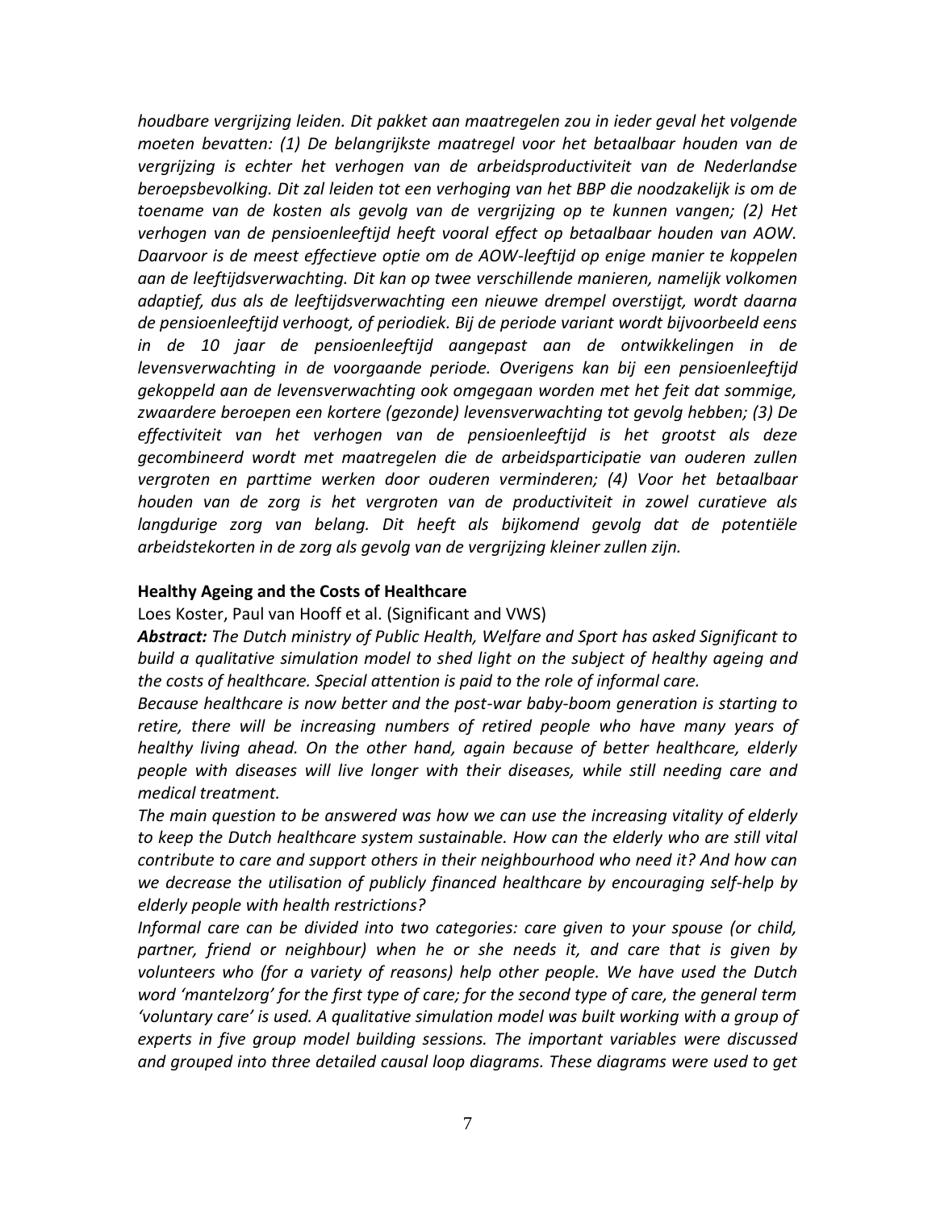*houdbare vergrijzing leiden. Dit pakket aan maatregelen zou in ieder geval het volgende moeten bevatten: (1) De belangrijkste maatregel voor het betaalbaar houden van de vergrijzing is echter het verhogen van de arbeidsproductiviteit van de Nederlandse beroepsbevolking. Dit zal leiden tot een verhoging van het BBP die noodzakelijk is om de toename van de kosten als gevolg van de vergrijzing op te kunnen vangen; (2) Het verhogen van de pensioenleeftijd heeft vooral effect op betaalbaar houden van AOW. Daarvoor is de meest effectieve optie om de AOW-leeftijd op enige manier te koppelen aan de leeftijdsverwachting. Dit kan op twee verschillende manieren, namelijk volkomen adaptief, dus als de leeftijdsverwachting een nieuwe drempel overstijgt, wordt daarna de pensioenleeftijd verhoogt, of periodiek. Bij de periode variant wordt bijvoorbeeld eens in de 10 jaar de pensioenleeftijd aangepast aan de ontwikkelingen in de levensverwachting in de voorgaande periode. Overigens kan bij een pensioenleeftijd gekoppeld aan de levensverwachting ook omgegaan worden met het feit dat sommige, zwaardere beroepen een kortere (gezonde) levensverwachting tot gevolg hebben; (3) De effectiviteit van het verhogen van de pensioenleeftijd is het grootst als deze gecombineerd wordt met maatregelen die de arbeidsparticipatie van ouderen zullen vergroten en parttime werken door ouderen verminderen; (4) Voor het betaalbaar houden van de zorg is het vergroten van de productiviteit in zowel curatieve als langdurige zorg van belang. Dit heeft als bijkomend gevolg dat de potentiële arbeidstekorten in de zorg als gevolg van de vergrijzing kleiner zullen zijn.*

**Healthy Ageing and the Costs of Healthcare**

Loes Koster, Paul van Hooff et al. (Significant and VWS)

***Abstract:*** *The Dutch ministry of Public Health, Welfare and Sport has asked Significant to build a qualitative simulation model to shed light on the subject of healthy ageing and the costs of healthcare. Special attention is paid to the role of informal care.*

*Because healthcare is now better and the post-war baby-boom generation is starting to retire, there will be increasing numbers of retired people who have many years of healthy living ahead. On the other hand, again because of better healthcare, elderly people with diseases will live longer with their diseases, while still needing care and medical treatment.*

*The main question to be answered was how we can use the increasing vitality of elderly to keep the Dutch healthcare system sustainable. How can the elderly who are still vital contribute to care and support others in their neighbourhood who need it? And how can we decrease the utilisation of publicly financed healthcare by encouraging self-help by elderly people with health restrictions?*

*Informal care can be divided into two categories: care given to your spouse (or child, partner, friend or neighbour) when he or she needs it, and care that is given by volunteers who (for a variety of reasons) help other people. We have used the Dutch word 'mantelzorg' for the first type of care; for the second type of care, the general term 'voluntary care' is used. A qualitative simulation model was built working with a group of experts in five group model building sessions. The important variables were discussed and grouped into three detailed causal loop diagrams. These diagrams were used to get*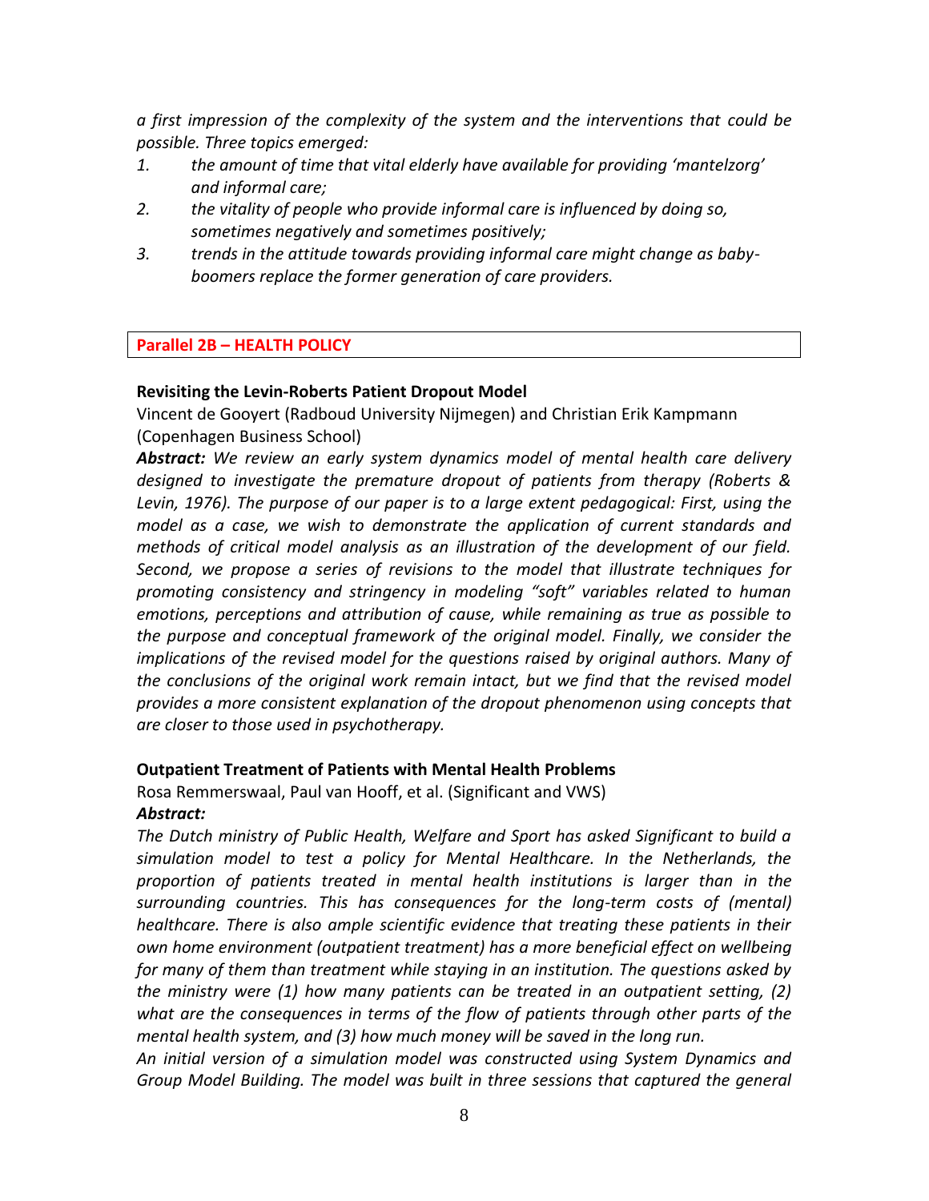*a first impression of the complexity of the system and the interventions that could be possible. Three topics emerged:*

1. *the amount of time that vital elderly have available for providing 'mantelzorg' and informal care;*
2. *the vitality of people who provide informal care is influenced by doing so, sometimes negatively and sometimes positively;*
3. *trends in the attitude towards providing informal care might change as baby-boomers replace the former generation of care providers.*

## Parallel 2B – HEALTH POLICY

### Revisiting the Levin-Roberts Patient Dropout Model

Vincent de Gooyert (Radboud University Nijmegen) and Christian Erik Kampmann (Copenhagen Business School)

***Abstract:*** *We review an early system dynamics model of mental health care delivery designed to investigate the premature dropout of patients from therapy (Roberts & Levin, 1976). The purpose of our paper is to a large extent pedagogical: First, using the model as a case, we wish to demonstrate the application of current standards and methods of critical model analysis as an illustration of the development of our field. Second, we propose a series of revisions to the model that illustrate techniques for promoting consistency and stringency in modeling "soft" variables related to human emotions, perceptions and attribution of cause, while remaining as true as possible to the purpose and conceptual framework of the original model. Finally, we consider the implications of the revised model for the questions raised by original authors. Many of the conclusions of the original work remain intact, but we find that the revised model provides a more consistent explanation of the dropout phenomenon using concepts that are closer to those used in psychotherapy.*

### Outpatient Treatment of Patients with Mental Health Problems

Rosa Remmerswaal, Paul van Hooff, et al. (Significant and VWS)

***Abstract:***

*The Dutch ministry of Public Health, Welfare and Sport has asked Significant to build a simulation model to test a policy for Mental Healthcare. In the Netherlands, the proportion of patients treated in mental health institutions is larger than in the surrounding countries. This has consequences for the long-term costs of (mental) healthcare. There is also ample scientific evidence that treating these patients in their own home environment (outpatient treatment) has a more beneficial effect on wellbeing for many of them than treatment while staying in an institution. The questions asked by the ministry were (1) how many patients can be treated in an outpatient setting, (2) what are the consequences in terms of the flow of patients through other parts of the mental health system, and (3) how much money will be saved in the long run.*

*An initial version of a simulation model was constructed using System Dynamics and Group Model Building. The model was built in three sessions that captured the general*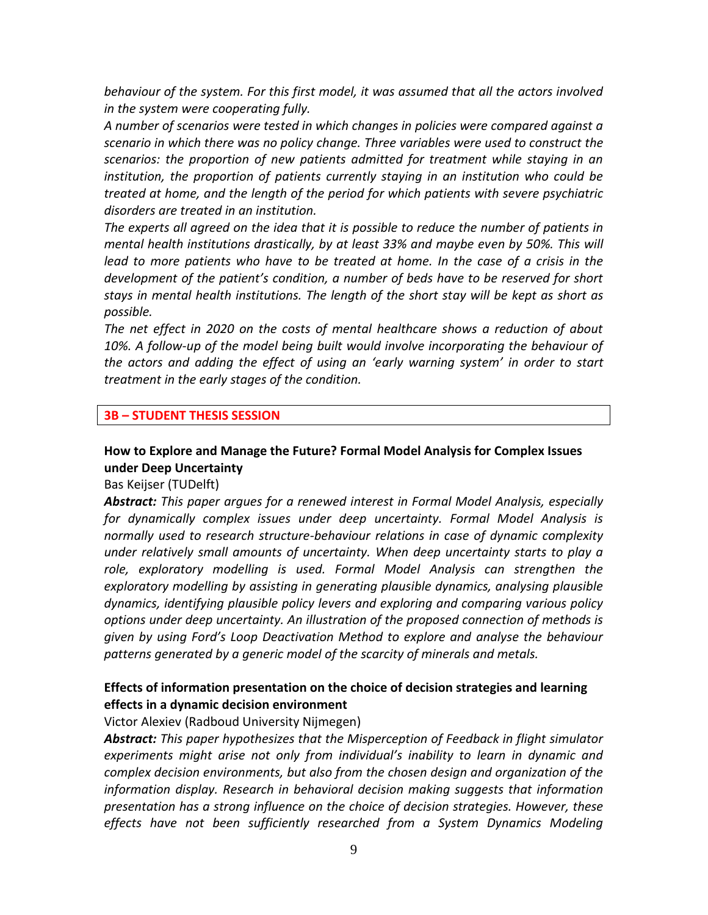*behaviour of the system. For this first model, it was assumed that all the actors involved in the system were cooperating fully.*

*A number of scenarios were tested in which changes in policies were compared against a scenario in which there was no policy change. Three variables were used to construct the scenarios: the proportion of new patients admitted for treatment while staying in an institution, the proportion of patients currently staying in an institution who could be treated at home, and the length of the period for which patients with severe psychiatric disorders are treated in an institution.*

*The experts all agreed on the idea that it is possible to reduce the number of patients in mental health institutions drastically, by at least 33% and maybe even by 50%. This will lead to more patients who have to be treated at home. In the case of a crisis in the development of the patient's condition, a number of beds have to be reserved for short stays in mental health institutions. The length of the short stay will be kept as short as possible.*

*The net effect in 2020 on the costs of mental healthcare shows a reduction of about 10%. A follow-up of the model being built would involve incorporating the behaviour of the actors and adding the effect of using an 'early warning system' in order to start treatment in the early stages of the condition.*

## 3B – STUDENT THESIS SESSION

### How to Explore and Manage the Future? Formal Model Analysis for Complex Issues under Deep Uncertainty

Bas Keijser (TUDelft)

***Abstract:*** *This paper argues for a renewed interest in Formal Model Analysis, especially for dynamically complex issues under deep uncertainty. Formal Model Analysis is normally used to research structure-behaviour relations in case of dynamic complexity under relatively small amounts of uncertainty. When deep uncertainty starts to play a role, exploratory modelling is used. Formal Model Analysis can strengthen the exploratory modelling by assisting in generating plausible dynamics, analysing plausible dynamics, identifying plausible policy levers and exploring and comparing various policy options under deep uncertainty. An illustration of the proposed connection of methods is given by using Ford's Loop Deactivation Method to explore and analyse the behaviour patterns generated by a generic model of the scarcity of minerals and metals.*

### Effects of information presentation on the choice of decision strategies and learning effects in a dynamic decision environment

Victor Alexiev (Radboud University Nijmegen)

***Abstract:*** *This paper hypothesizes that the Misperception of Feedback in flight simulator experiments might arise not only from individual's inability to learn in dynamic and complex decision environments, but also from the chosen design and organization of the information display. Research in behavioral decision making suggests that information presentation has a strong influence on the choice of decision strategies. However, these effects have not been sufficiently researched from a System Dynamics Modeling*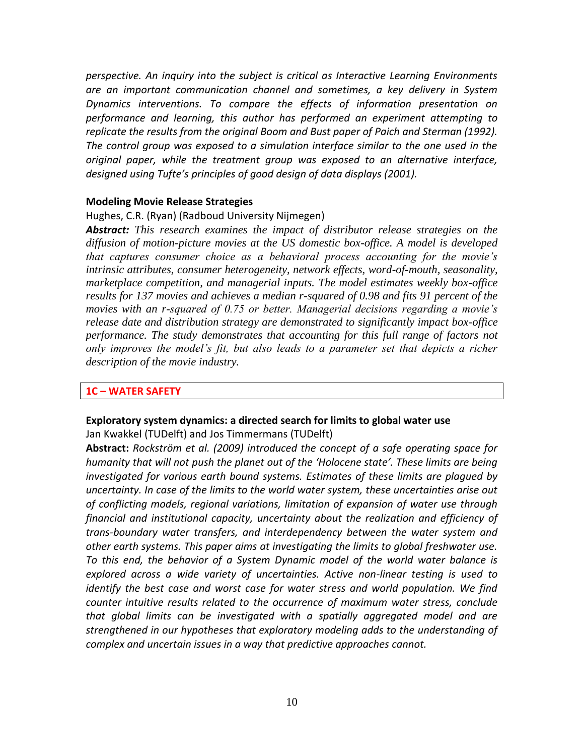*perspective. An inquiry into the subject is critical as Interactive Learning Environments are an important communication channel and sometimes, a key delivery in System Dynamics interventions. To compare the effects of information presentation on performance and learning, this author has performed an experiment attempting to replicate the results from the original Boom and Bust paper of Paich and Sterman (1992). The control group was exposed to a simulation interface similar to the one used in the original paper, while the treatment group was exposed to an alternative interface, designed using Tufte's principles of good design of data displays (2001).*

**Modeling Movie Release Strategies**

Hughes, C.R. (Ryan) (Radboud University Nijmegen)

***Abstract:*** *This research examines the impact of distributor release strategies on the diffusion of motion-picture movies at the US domestic box-office. A model is developed that captures consumer choice as a behavioral process accounting for the movie's intrinsic attributes, consumer heterogeneity, network effects, word-of-mouth, seasonality, marketplace competition, and managerial inputs. The model estimates weekly box-office results for 137 movies and achieves a median r-squared of 0.98 and fits 91 percent of the movies with an r-squared of 0.75 or better. Managerial decisions regarding a movie's release date and distribution strategy are demonstrated to significantly impact box-office performance. The study demonstrates that accounting for this full range of factors not only improves the model's fit, but also leads to a parameter set that depicts a richer description of the movie industry.*

## 1C – WATER SAFETY

**Exploratory system dynamics: a directed search for limits to global water use**

Jan Kwakkel (TUDelft) and Jos Timmermans (TUDelft)

**Abstract:** *Rockström et al. (2009) introduced the concept of a safe operating space for humanity that will not push the planet out of the 'Holocene state'. These limits are being investigated for various earth bound systems. Estimates of these limits are plagued by uncertainty. In case of the limits to the world water system, these uncertainties arise out of conflicting models, regional variations, limitation of expansion of water use through financial and institutional capacity, uncertainty about the realization and efficiency of trans-boundary water transfers, and interdependency between the water system and other earth systems. This paper aims at investigating the limits to global freshwater use. To this end, the behavior of a System Dynamic model of the world water balance is explored across a wide variety of uncertainties. Active non-linear testing is used to identify the best case and worst case for water stress and world population. We find counter intuitive results related to the occurrence of maximum water stress, conclude that global limits can be investigated with a spatially aggregated model and are strengthened in our hypotheses that exploratory modeling adds to the understanding of complex and uncertain issues in a way that predictive approaches cannot.*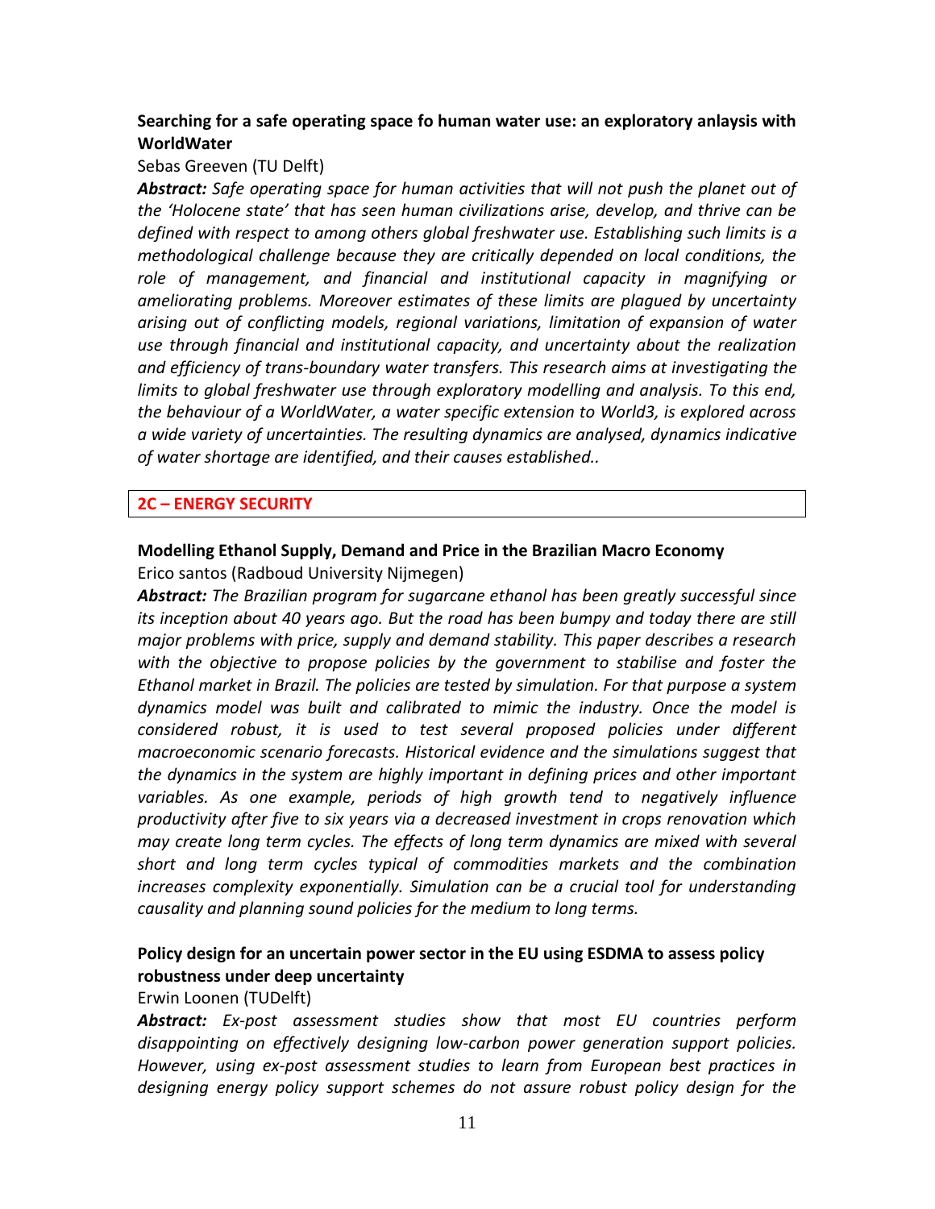**Searching for a safe operating space fo human water use: an exploratory anlaysis with WorldWater**

Sebas Greeven (TU Delft)

***Abstract:*** *Safe operating space for human activities that will not push the planet out of the 'Holocene state' that has seen human civilizations arise, develop, and thrive can be defined with respect to among others global freshwater use. Establishing such limits is a methodological challenge because they are critically depended on local conditions, the role of management, and financial and institutional capacity in magnifying or ameliorating problems. Moreover estimates of these limits are plagued by uncertainty arising out of conflicting models, regional variations, limitation of expansion of water use through financial and institutional capacity, and uncertainty about the realization and efficiency of trans-boundary water transfers. This research aims at investigating the limits to global freshwater use through exploratory modelling and analysis. To this end, the behaviour of a WorldWater, a water specific extension to World3, is explored across a wide variety of uncertainties. The resulting dynamics are analysed, dynamics indicative of water shortage are identified, and their causes established..*

## 2C – ENERGY SECURITY

**Modelling Ethanol Supply, Demand and Price in the Brazilian Macro Economy**

Erico santos (Radboud University Nijmegen)

***Abstract:*** *The Brazilian program for sugarcane ethanol has been greatly successful since its inception about 40 years ago. But the road has been bumpy and today there are still major problems with price, supply and demand stability. This paper describes a research with the objective to propose policies by the government to stabilise and foster the Ethanol market in Brazil. The policies are tested by simulation. For that purpose a system dynamics model was built and calibrated to mimic the industry. Once the model is considered robust, it is used to test several proposed policies under different macroeconomic scenario forecasts. Historical evidence and the simulations suggest that the dynamics in the system are highly important in defining prices and other important variables. As one example, periods of high growth tend to negatively influence productivity after five to six years via a decreased investment in crops renovation which may create long term cycles. The effects of long term dynamics are mixed with several short and long term cycles typical of commodities markets and the combination increases complexity exponentially. Simulation can be a crucial tool for understanding causality and planning sound policies for the medium to long terms.*

**Policy design for an uncertain power sector in the EU using ESDMA to assess policy robustness under deep uncertainty**

Erwin Loonen (TUDelft)

***Abstract:*** *Ex-post assessment studies show that most EU countries perform disappointing on effectively designing low-carbon power generation support policies. However, using ex-post assessment studies to learn from European best practices in designing energy policy support schemes do not assure robust policy design for the*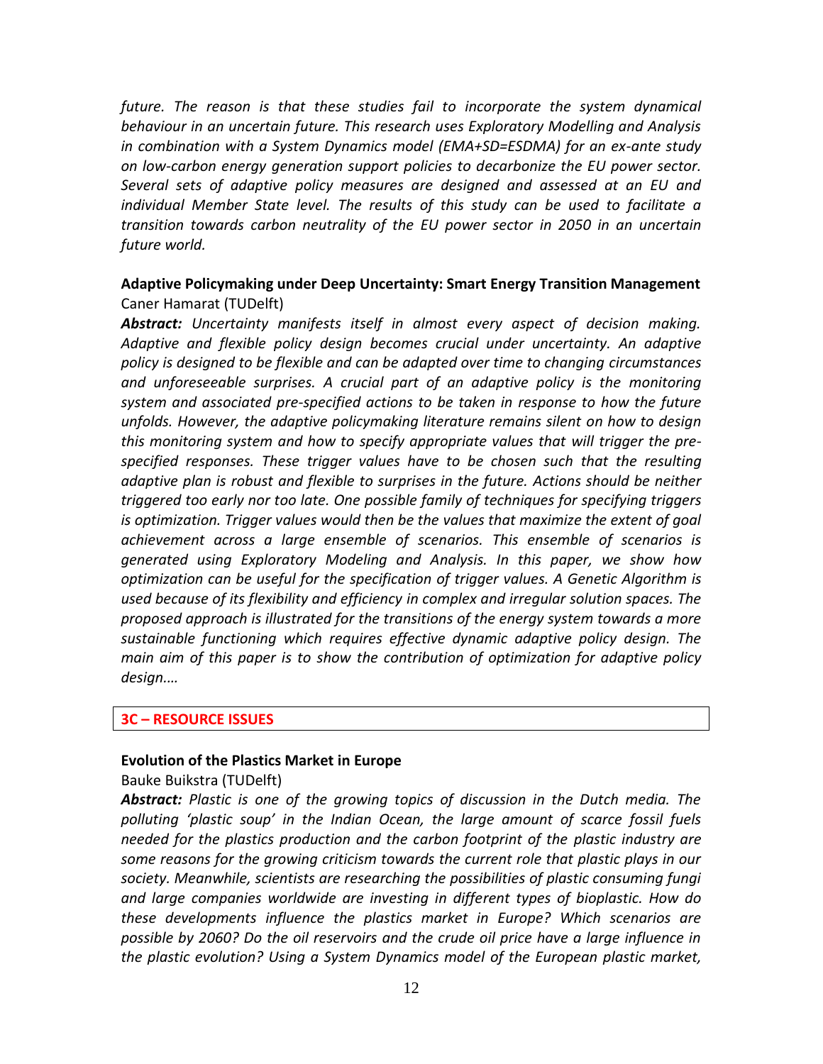*future. The reason is that these studies fail to incorporate the system dynamical behaviour in an uncertain future. This research uses Exploratory Modelling and Analysis in combination with a System Dynamics model (EMA+SD=ESDMA) for an ex-ante study on low-carbon energy generation support policies to decarbonize the EU power sector. Several sets of adaptive policy measures are designed and assessed at an EU and individual Member State level. The results of this study can be used to facilitate a transition towards carbon neutrality of the EU power sector in 2050 in an uncertain future world.*

**Adaptive Policymaking under Deep Uncertainty: Smart Energy Transition Management**
Caner Hamarat (TUDelft)

***Abstract:*** *Uncertainty manifests itself in almost every aspect of decision making. Adaptive and flexible policy design becomes crucial under uncertainty. An adaptive policy is designed to be flexible and can be adapted over time to changing circumstances and unforeseeable surprises. A crucial part of an adaptive policy is the monitoring system and associated pre-specified actions to be taken in response to how the future unfolds. However, the adaptive policymaking literature remains silent on how to design this monitoring system and how to specify appropriate values that will trigger the pre-specified responses. These trigger values have to be chosen such that the resulting adaptive plan is robust and flexible to surprises in the future. Actions should be neither triggered too early nor too late. One possible family of techniques for specifying triggers is optimization. Trigger values would then be the values that maximize the extent of goal achievement across a large ensemble of scenarios. This ensemble of scenarios is generated using Exploratory Modeling and Analysis. In this paper, we show how optimization can be useful for the specification of trigger values. A Genetic Algorithm is used because of its flexibility and efficiency in complex and irregular solution spaces. The proposed approach is illustrated for the transitions of the energy system towards a more sustainable functioning which requires effective dynamic adaptive policy design. The main aim of this paper is to show the contribution of optimization for adaptive policy design.…*

## 3C – RESOURCE ISSUES

**Evolution of the Plastics Market in Europe**
Bauke Buikstra (TUDelft)

***Abstract:*** *Plastic is one of the growing topics of discussion in the Dutch media. The polluting 'plastic soup' in the Indian Ocean, the large amount of scarce fossil fuels needed for the plastics production and the carbon footprint of the plastic industry are some reasons for the growing criticism towards the current role that plastic plays in our society. Meanwhile, scientists are researching the possibilities of plastic consuming fungi and large companies worldwide are investing in different types of bioplastic. How do these developments influence the plastics market in Europe? Which scenarios are possible by 2060? Do the oil reservoirs and the crude oil price have a large influence in the plastic evolution? Using a System Dynamics model of the European plastic market,*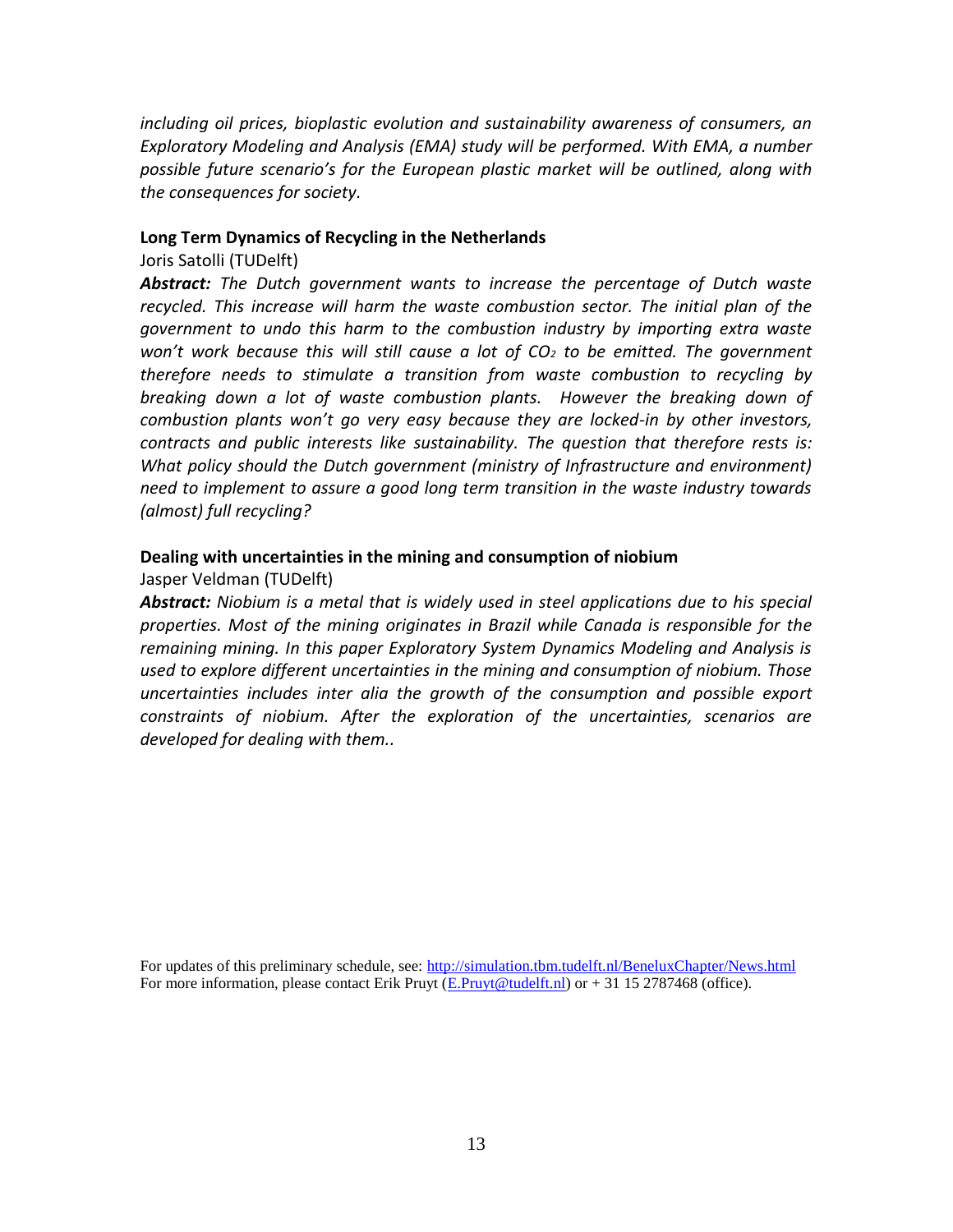*including oil prices, bioplastic evolution and sustainability awareness of consumers, an Exploratory Modeling and Analysis (EMA) study will be performed. With EMA, a number possible future scenario's for the European plastic market will be outlined, along with the consequences for society.*

**Long Term Dynamics of Recycling in the Netherlands**

Joris Satolli (TUDelft)

***Abstract:*** *The Dutch government wants to increase the percentage of Dutch waste recycled. This increase will harm the waste combustion sector. The initial plan of the government to undo this harm to the combustion industry by importing extra waste won't work because this will still cause a lot of $CO_2$ to be emitted. The government therefore needs to stimulate a transition from waste combustion to recycling by breaking down a lot of waste combustion plants. However the breaking down of combustion plants won't go very easy because they are locked-in by other investors, contracts and public interests like sustainability. The question that therefore rests is: What policy should the Dutch government (ministry of Infrastructure and environment) need to implement to assure a good long term transition in the waste industry towards (almost) full recycling?*

**Dealing with uncertainties in the mining and consumption of niobium**

Jasper Veldman (TUDelft)

***Abstract:*** *Niobium is a metal that is widely used in steel applications due to his special properties. Most of the mining originates in Brazil while Canada is responsible for the remaining mining. In this paper Exploratory System Dynamics Modeling and Analysis is used to explore different uncertainties in the mining and consumption of niobium. Those uncertainties includes inter alia the growth of the consumption and possible export constraints of niobium. After the exploration of the uncertainties, scenarios are developed for dealing with them..*

For updates of this preliminary schedule, see: http://simulation.tbm.tudelft.nl/BeneluxChapter/News.html
For more information, please contact Erik Pruyt (E.Pruyt@tudelft.nl) or + 31 15 2787468 (office).